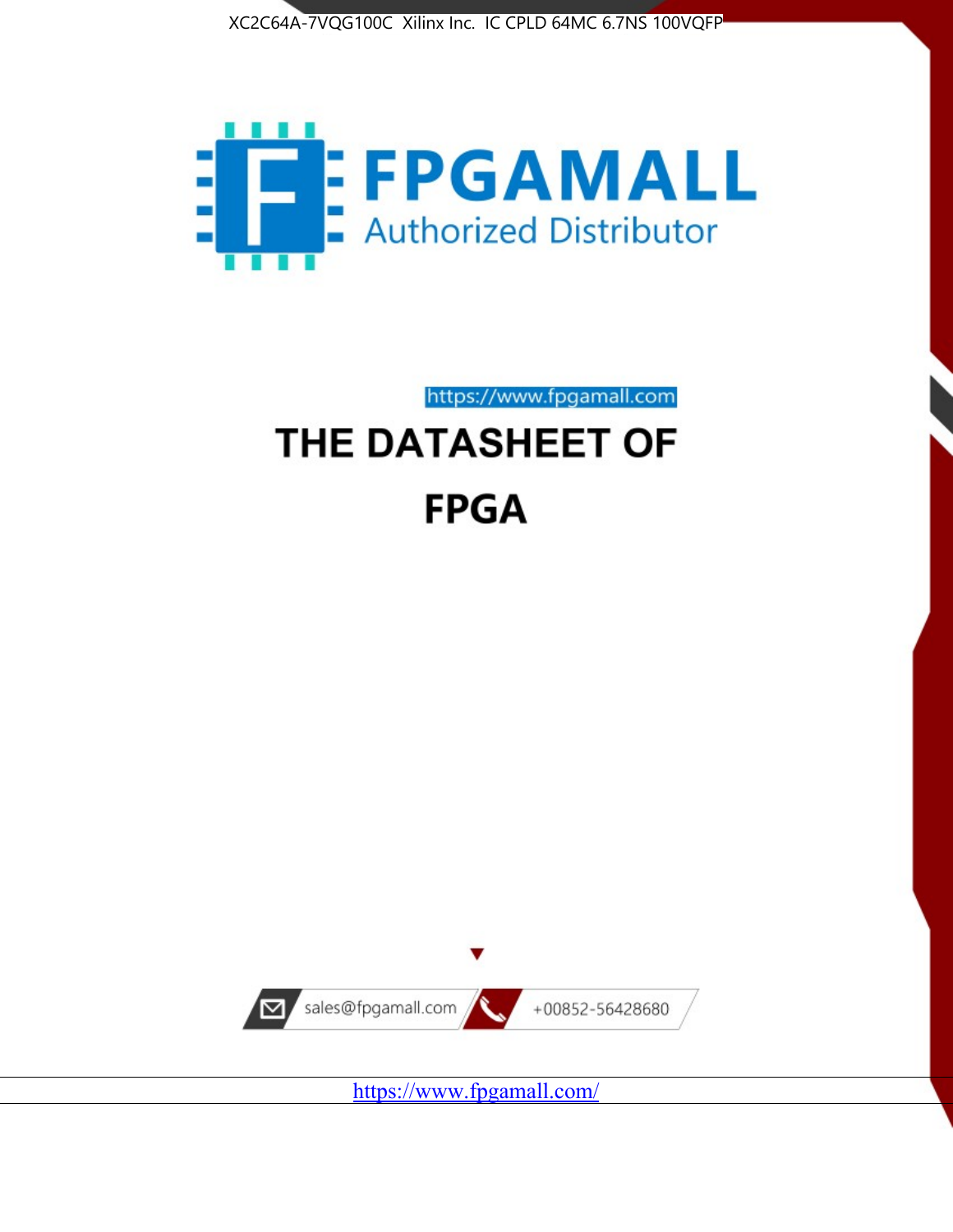XC2C64A-7VQG100C Xilinx Inc. IC CPLD 64MC 6.7NS 100VQFP

FPGAMALL

Authorized Distributor

https://www.fpgamall.com

# THE DATASHEET OF

# FPGA

sales@fpgamall.com

+00852-56428680

https://www.fpgamall.com/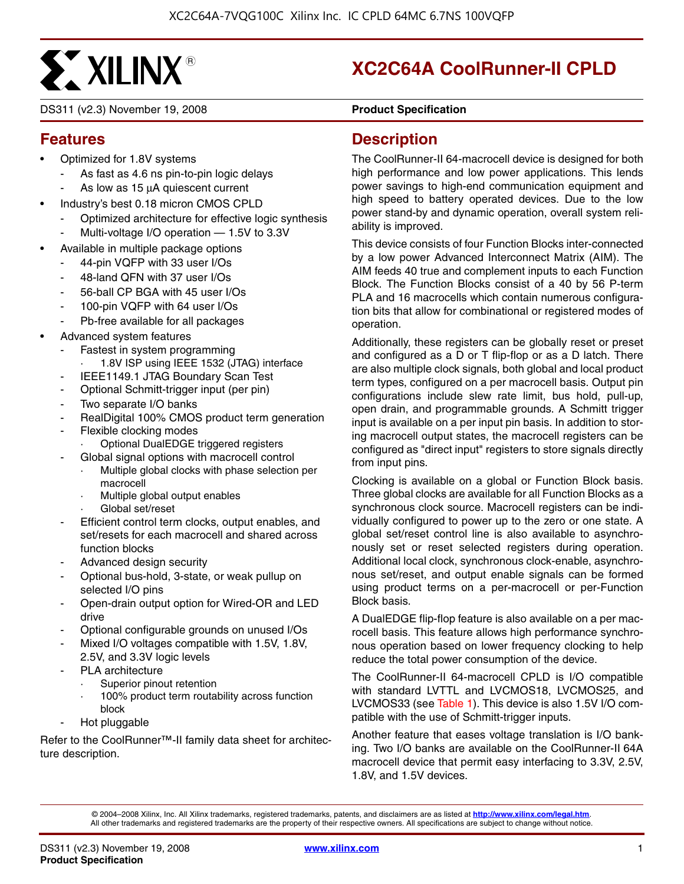# XC2C64A CoolRunner-II CPLD

DS311 (v2.3) November 19, 2008 **Product Specification**

## Features

- Optimized for 1.8V systems
  - As fast as 4.6 ns pin-to-pin logic delays
  - As low as 15 μA quiescent current
- Industry's best 0.18 micron CMOS CPLD
  - Optimized architecture for effective logic synthesis
  - Multi-voltage I/O operation — 1.5V to 3.3V
- Available in multiple package options
  - 44-pin VQFP with 33 user I/Os
  - 48-land QFN with 37 user I/Os
  - 56-ball CP BGA with 45 user I/Os
  - 100-pin VQFP with 64 user I/Os
  - Pb-free available for all packages
- Advanced system features
  - Fastest in system programming
    - 1.8V ISP using IEEE 1532 (JTAG) interface
  - IEEE1149.1 JTAG Boundary Scan Test
  - Optional Schmitt-trigger input (per pin)
  - Two separate I/O banks
  - RealDigital 100% CMOS product term generation
  - Flexible clocking modes
    - Optional DualEDGE triggered registers
  - Global signal options with macrocell control
    - Multiple global clocks with phase selection per macrocell
    - Multiple global output enables
    - Global set/reset
  - Efficient control term clocks, output enables, and set/resets for each macrocell and shared across function blocks
  - Advanced design security
  - Optional bus-hold, 3-state, or weak pullup on selected I/O pins
  - Open-drain output option for Wired-OR and LED drive
  - Optional configurable grounds on unused I/Os
  - Mixed I/O voltages compatible with 1.5V, 1.8V, 2.5V, and 3.3V logic levels
  - PLA architecture
    - Superior pinout retention
    - 100% product term routability across function block
  - Hot pluggable

Refer to the CoolRunner™-II family data sheet for architecture description.

## Description

The CoolRunner-II 64-macrocell device is designed for both high performance and low power applications. This lends power savings to high-end communication equipment and high speed to battery operated devices. Due to the low power stand-by and dynamic operation, overall system reliability is improved.

This device consists of four Function Blocks inter-connected by a low power Advanced Interconnect Matrix (AIM). The AIM feeds 40 true and complement inputs to each Function Block. The Function Blocks consist of a 40 by 56 P-term PLA and 16 macrocells which contain numerous configuration bits that allow for combinational or registered modes of operation.

Additionally, these registers can be globally reset or preset and configured as a D or T flip-flop or as a D latch. There are also multiple clock signals, both global and local product term types, configured on a per macrocell basis. Output pin configurations include slew rate limit, bus hold, pull-up, open drain, and programmable grounds. A Schmitt trigger input is available on a per input pin basis. In addition to storing macrocell output states, the macrocell registers can be configured as "direct input" registers to store signals directly from input pins.

Clocking is available on a global or Function Block basis. Three global clocks are available for all Function Blocks as a synchronous clock source. Macrocell registers can be individually configured to power up to the zero or one state. A global set/reset control line is also available to asynchronously set or reset selected registers during operation. Additional local clock, synchronous clock-enable, asynchronous set/reset, and output enable signals can be formed using product terms on a per-macrocell or per-Function Block basis.

A DualEDGE flip-flop feature is also available on a per macrocell basis. This feature allows high performance synchronous operation based on lower frequency clocking to help reduce the total power consumption of the device.

The CoolRunner-II 64-macrocell CPLD is I/O compatible with standard LVTTL and LVCMOS18, LVCMOS25, and LVCMOS33 (see Table 1). This device is also 1.5V I/O compatible with the use of Schmitt-trigger inputs.

Another feature that eases voltage translation is I/O banking. Two I/O banks are available on the CoolRunner-II 64A macrocell device that permit easy interfacing to 3.3V, 2.5V, 1.8V, and 1.5V devices.

© 2004–2008 Xilinx, Inc. All Xilinx trademarks, registered trademarks, patents, and disclaimers are as listed at http://www.xilinx.com/legal.htm. All other trademarks and registered trademarks are the property of their respective owners. All specifications are subject to change without notice.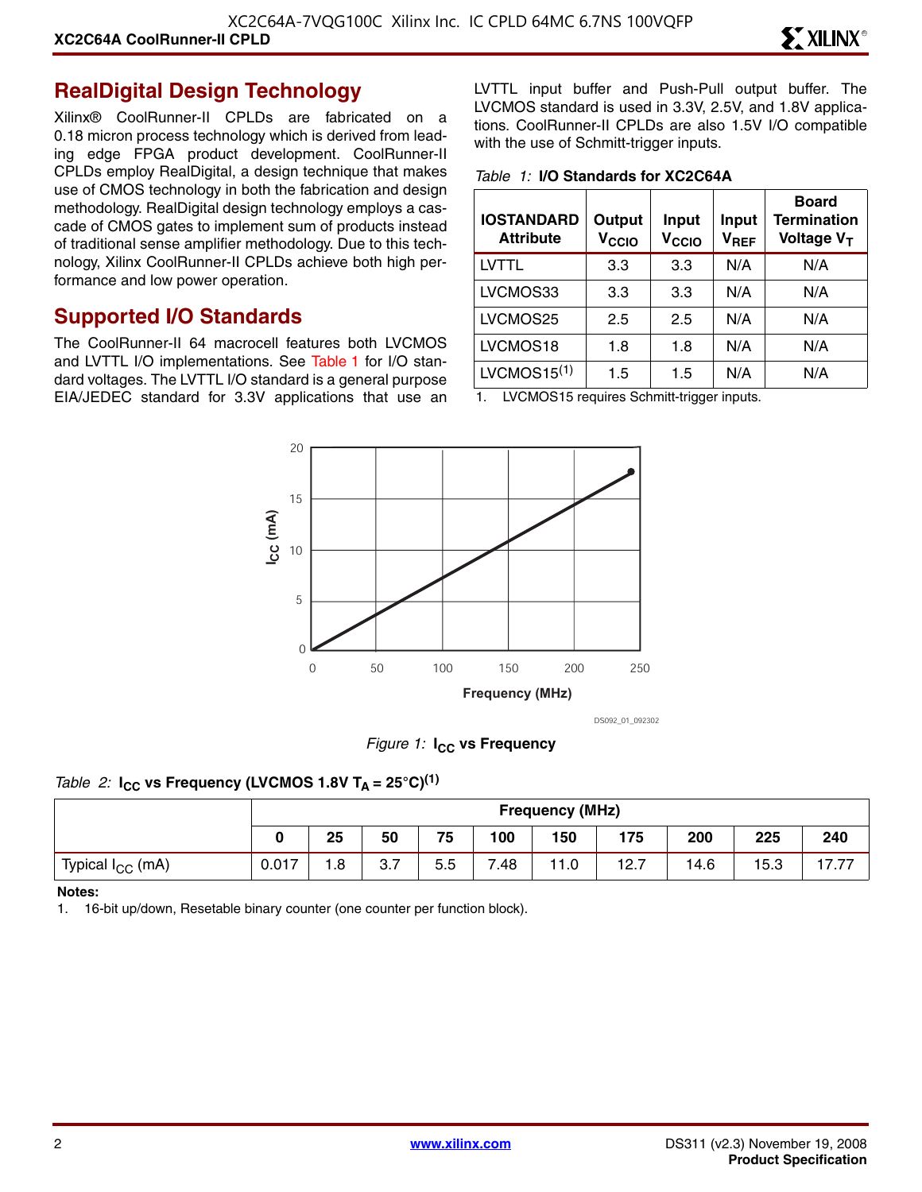## RealDigital Design Technology

Xilinx® CoolRunner-II CPLDs are fabricated on a 0.18 micron process technology which is derived from leading edge FPGA product development. CoolRunner-II CPLDs employ RealDigital, a design technique that makes use of CMOS technology in both the fabrication and design methodology. RealDigital design technology employs a cascade of CMOS gates to implement sum of products instead of traditional sense amplifier methodology. Due to this technology, Xilinx CoolRunner-II CPLDs achieve both high performance and low power operation.

## Supported I/O Standards

The CoolRunner-II 64 macrocell features both LVCMOS and LVTTL I/O implementations. See Table 1 for I/O standard voltages. The LVTTL I/O standard is a general purpose EIA/JEDEC standard for 3.3V applications that use an LVTTL input buffer and Push-Pull output buffer. The LVCMOS standard is used in 3.3V, 2.5V, and 1.8V applications. CoolRunner-II CPLDs are also 1.5V I/O compatible with the use of Schmitt-trigger inputs.

*Table 1:* **I/O Standards for XC2C64A**

| IOSTANDARD Attribute | Output $V_{CCIO}$ | Input $V_{CCIO}$ | Input $V_{REF}$ | Board Termination Voltage $V_T$ |
|---|---|---|---|---|
| LVTTL | 3.3 | 3.3 | N/A | N/A |
| LVCMOS33 | 3.3 | 3.3 | N/A | N/A |
| LVCMOS25 | 2.5 | 2.5 | N/A | N/A |
| LVCMOS18 | 1.8 | 1.8 | N/A | N/A |
| LVCMOS15[1] | 1.5 | 1.5 | N/A | N/A |

1. LVCMOS15 requires Schmitt-trigger inputs.

*Figure 1:* **$I_{CC}$ vs Frequency**

*Table 2:* **$I_{CC}$ vs Frequency (LVCMOS 1.8V $T_A$ = 25°C)[1]**

| | Frequency (MHz) | | | | | | | | | |
|---|---|---|---|---|---|---|---|---|---|---|
| | 0 | 25 | 50 | 75 | 100 | 150 | 175 | 200 | 225 | 240 |
| Typical $I_{CC}$ (mA) | 0.017 | 1.8 | 3.7 | 5.5 | 7.48 | 11.0 | 12.7 | 14.6 | 15.3 | 17.77 |

**Notes:**

1. 16-bit up/down, Resetable binary counter (one counter per function block).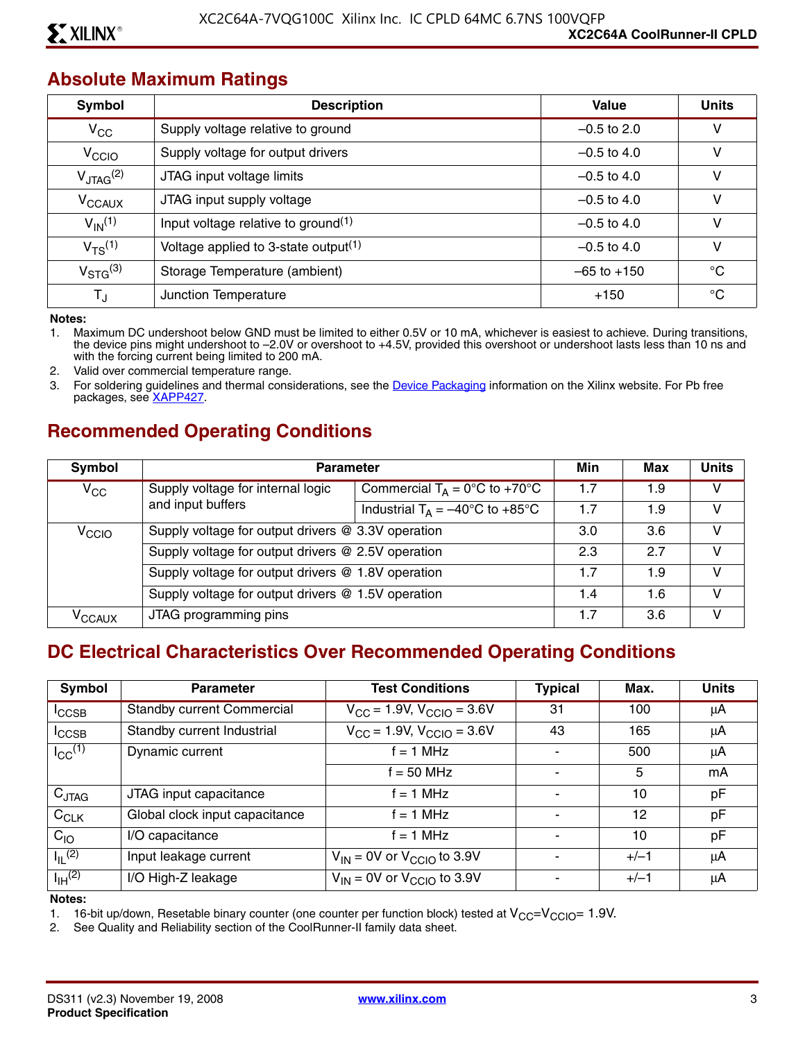## Absolute Maximum Ratings

| Symbol | Description | Value | Units |
|---|---|---|---|
| $V_{CC}$ | Supply voltage relative to ground | –0.5 to 2.0 | V |
| $V_{CCIO}$ | Supply voltage for output drivers | –0.5 to 4.0 | V |
| $V_{JTAG}$[2] | JTAG input voltage limits | –0.5 to 4.0 | V |
| $V_{CCAUX}$ | JTAG input supply voltage | –0.5 to 4.0 | V |
| $V_{IN}$[1] | Input voltage relative to ground[1] | –0.5 to 4.0 | V |
| $V_{TS}$[1] | Voltage applied to 3-state output[1] | –0.5 to 4.0 | V |
| $V_{STG}$[3] | Storage Temperature (ambient) | –65 to +150 | °C |
| $T_J$ | Junction Temperature | +150 | °C |

**Notes:**

1. Maximum DC undershoot below GND must be limited to either 0.5V or 10 mA, whichever is easiest to achieve. During transitions, the device pins might undershoot to –2.0V or overshoot to +4.5V, provided this overshoot or undershoot lasts less than 10 ns and with the forcing current being limited to 200 mA.
2. Valid over commercial temperature range.
3. For soldering guidelines and thermal considerations, see the Device Packaging information on the Xilinx website. For Pb free packages, see XAPP427.

## Recommended Operating Conditions

| Symbol | Parameter | | Min | Max | Units |
|---|---|---|---|---|---|
| $V_{CC}$ | Supply voltage for internal logic and input buffers | Commercial $T_A$ = 0°C to +70°C | 1.7 | 1.9 | V |
| | | Industrial $T_A$ = –40°C to +85°C | 1.7 | 1.9 | V |
| $V_{CCIO}$ | Supply voltage for output drivers @ 3.3V operation | | 3.0 | 3.6 | V |
| | Supply voltage for output drivers @ 2.5V operation | | 2.3 | 2.7 | V |
| | Supply voltage for output drivers @ 1.8V operation | | 1.7 | 1.9 | V |
| | Supply voltage for output drivers @ 1.5V operation | | 1.4 | 1.6 | V |
| $V_{CCAUX}$ | JTAG programming pins | | 1.7 | 3.6 | V |

## DC Electrical Characteristics Over Recommended Operating Conditions

| Symbol | Parameter | Test Conditions | Typical | Max. | Units |
|---|---|---|---|---|---|
| $I_{CCSB}$ | Standby current Commercial | $V_{CC}$ = 1.9V, $V_{CCIO}$ = 3.6V | 31 | 100 | µA |
| $I_{CCSB}$ | Standby current Industrial | $V_{CC}$ = 1.9V, $V_{CCIO}$ = 3.6V | 43 | 165 | µA |
| $I_{CC}$[1] | Dynamic current | f = 1 MHz | - | 500 | µA |
| | | f = 50 MHz | - | 5 | mA |
| $C_{JTAG}$ | JTAG input capacitance | f = 1 MHz | - | 10 | pF |
| $C_{CLK}$ | Global clock input capacitance | f = 1 MHz | - | 12 | pF |
| $C_{IO}$ | I/O capacitance | f = 1 MHz | - | 10 | pF |
| $I_{IL}$[2] | Input leakage current | $V_{IN}$ = 0V or $V_{CCIO}$ to 3.9V | - | +/–1 | µA |
| $I_{IH}$[2] | I/O High-Z leakage | $V_{IN}$ = 0V or $V_{CCIO}$ to 3.9V | - | +/–1 | µA |

**Notes:**

1. 16-bit up/down, Resetable binary counter (one counter per function block) tested at $V_{CC}$=$V_{CCIO}$= 1.9V.
2. See Quality and Reliability section of the CoolRunner-II family data sheet.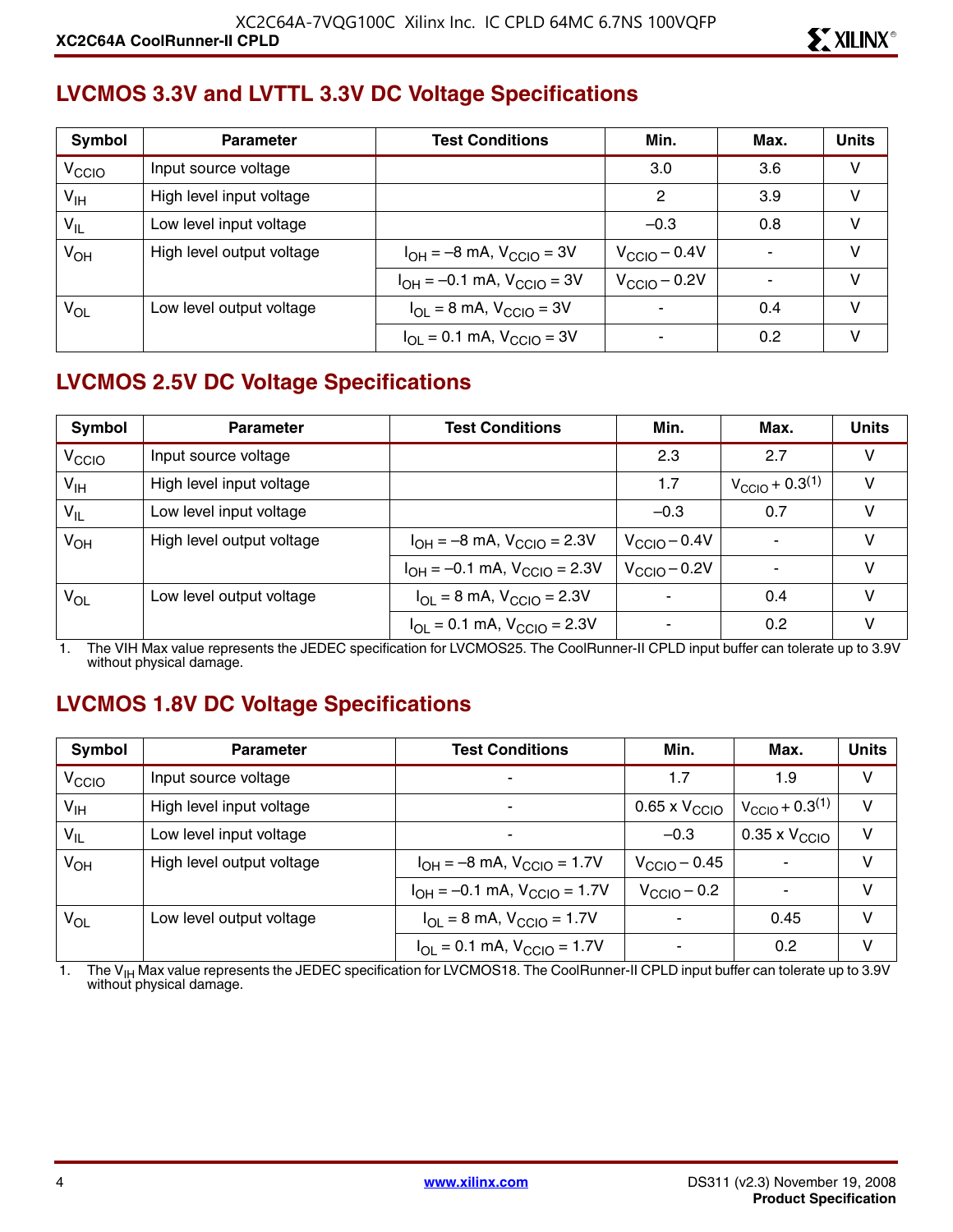## LVCMOS 3.3V and LVTTL 3.3V DC Voltage Specifications

| Symbol | Parameter | Test Conditions | Min. | Max. | Units |
|---|---|---|---|---|---|
| $V_{CCIO}$ | Input source voltage | | 3.0 | 3.6 | V |
| $V_{IH}$ | High level input voltage | | 2 | 3.9 | V |
| $V_{IL}$ | Low level input voltage | | –0.3 | 0.8 | V |
| $V_{OH}$ | High level output voltage | $I_{OH}$ = –8 mA, $V_{CCIO}$ = 3V | $V_{CCIO}$ – 0.4V | - | V |
| | | $I_{OH}$ = –0.1 mA, $V_{CCIO}$ = 3V | $V_{CCIO}$ – 0.2V | - | V |
| $V_{OL}$ | Low level output voltage | $I_{OL}$ = 8 mA, $V_{CCIO}$ = 3V | - | 0.4 | V |
| | | $I_{OL}$ = 0.1 mA, $V_{CCIO}$ = 3V | - | 0.2 | V |

## LVCMOS 2.5V DC Voltage Specifications

| Symbol | Parameter | Test Conditions | Min. | Max. | Units |
|---|---|---|---|---|---|
| $V_{CCIO}$ | Input source voltage | | 2.3 | 2.7 | V |
| $V_{IH}$ | High level input voltage | | 1.7 | $V_{CCIO}$ + 0.3[1] | V |
| $V_{IL}$ | Low level input voltage | | –0.3 | 0.7 | V |
| $V_{OH}$ | High level output voltage | $I_{OH}$ = –8 mA, $V_{CCIO}$ = 2.3V | $V_{CCIO}$ – 0.4V | - | V |
| | | $I_{OH}$ = –0.1 mA, $V_{CCIO}$ = 2.3V | $V_{CCIO}$ – 0.2V | - | V |
| $V_{OL}$ | Low level output voltage | $I_{OL}$ = 8 mA, $V_{CCIO}$ = 2.3V | - | 0.4 | V |
| | | $I_{OL}$ = 0.1 mA, $V_{CCIO}$ = 2.3V | - | 0.2 | V |

1. The VIH Max value represents the JEDEC specification for LVCMOS25. The CoolRunner-II CPLD input buffer can tolerate up to 3.9V without physical damage.

## LVCMOS 1.8V DC Voltage Specifications

| Symbol | Parameter | Test Conditions | Min. | Max. | Units |
|---|---|---|---|---|---|
| $V_{CCIO}$ | Input source voltage | - | 1.7 | 1.9 | V |
| $V_{IH}$ | High level input voltage | - | 0.65 x $V_{CCIO}$ | $V_{CCIO}$ + 0.3[1] | V |
| $V_{IL}$ | Low level input voltage | - | –0.3 | 0.35 x $V_{CCIO}$ | V |
| $V_{OH}$ | High level output voltage | $I_{OH}$ = –8 mA, $V_{CCIO}$ = 1.7V | $V_{CCIO}$ – 0.45 | - | V |
| | | $I_{OH}$ = –0.1 mA, $V_{CCIO}$ = 1.7V | $V_{CCIO}$ – 0.2 | - | V |
| $V_{OL}$ | Low level output voltage | $I_{OL}$ = 8 mA, $V_{CCIO}$ = 1.7V | - | 0.45 | V |
| | | $I_{OL}$ = 0.1 mA, $V_{CCIO}$ = 1.7V | - | 0.2 | V |

1. The $V_{IH}$ Max value represents the JEDEC specification for LVCMOS18. The CoolRunner-II CPLD input buffer can tolerate up to 3.9V without physical damage.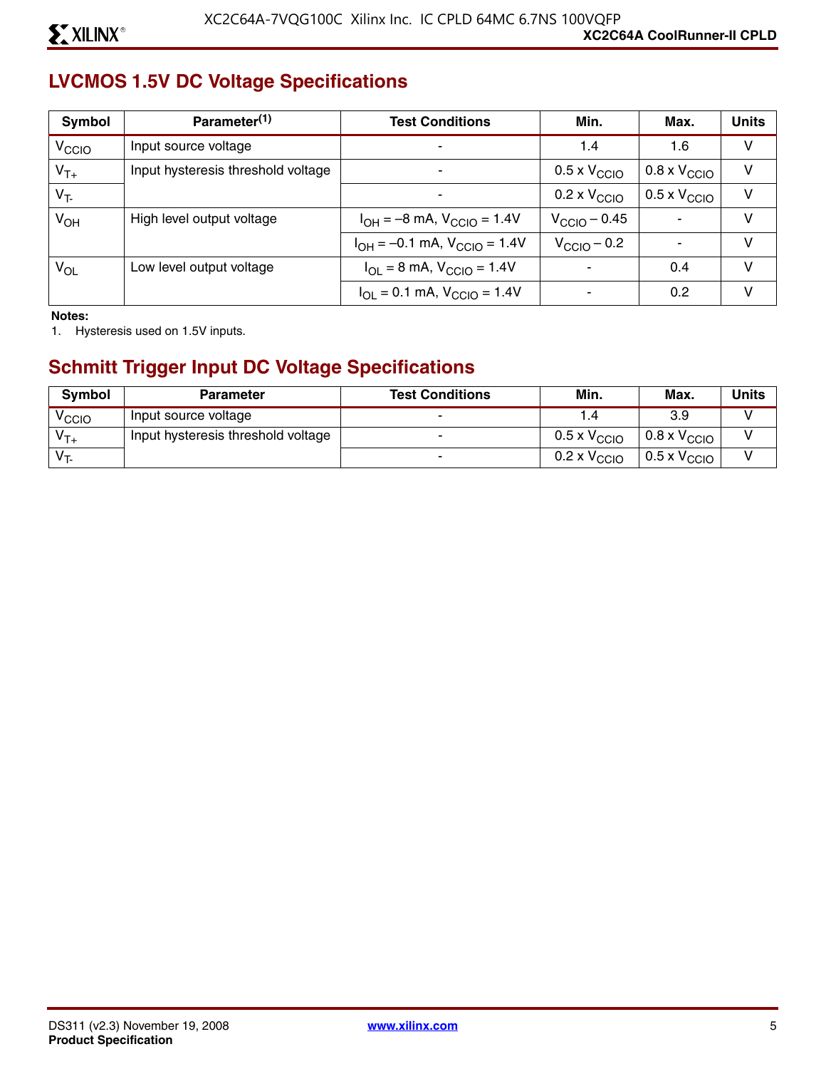## LVCMOS 1.5V DC Voltage Specifications

| Symbol | Parameter[(1)] | Test Conditions | Min. | Max. | Units |
|---|---|---|---|---|---|
| $V_{CCIO}$ | Input source voltage | - | 1.4 | 1.6 | V |
| $V_{T+}$ | Input hysteresis threshold voltage | - | 0.5 x $V_{CCIO}$ | 0.8 x $V_{CCIO}$ | V |
| $V_{T-}$ | | - | 0.2 x $V_{CCIO}$ | 0.5 x $V_{CCIO}$ | V |
| $V_{OH}$ | High level output voltage | $I_{OH}$ = –8 mA, $V_{CCIO}$ = 1.4V | $V_{CCIO}$ – 0.45 | - | V |
| | | $I_{OH}$ = –0.1 mA, $V_{CCIO}$ = 1.4V | $V_{CCIO}$ – 0.2 | - | V |
| $V_{OL}$ | Low level output voltage | $I_{OL}$ = 8 mA, $V_{CCIO}$ = 1.4V | - | 0.4 | V |
| | | $I_{OL}$ = 0.1 mA, $V_{CCIO}$ = 1.4V | - | 0.2 | V |

**Notes:**
1. Hysteresis used on 1.5V inputs.

## Schmitt Trigger Input DC Voltage Specifications

| Symbol | Parameter | Test Conditions | Min. | Max. | Units |
|---|---|---|---|---|---|
| $V_{CCIO}$ | Input source voltage | - | 1.4 | 3.9 | V |
| $V_{T+}$ | Input hysteresis threshold voltage | - | 0.5 x $V_{CCIO}$ | 0.8 x $V_{CCIO}$ | V |
| $V_{T-}$ | | - | 0.2 x $V_{CCIO}$ | 0.5 x $V_{CCIO}$ | V |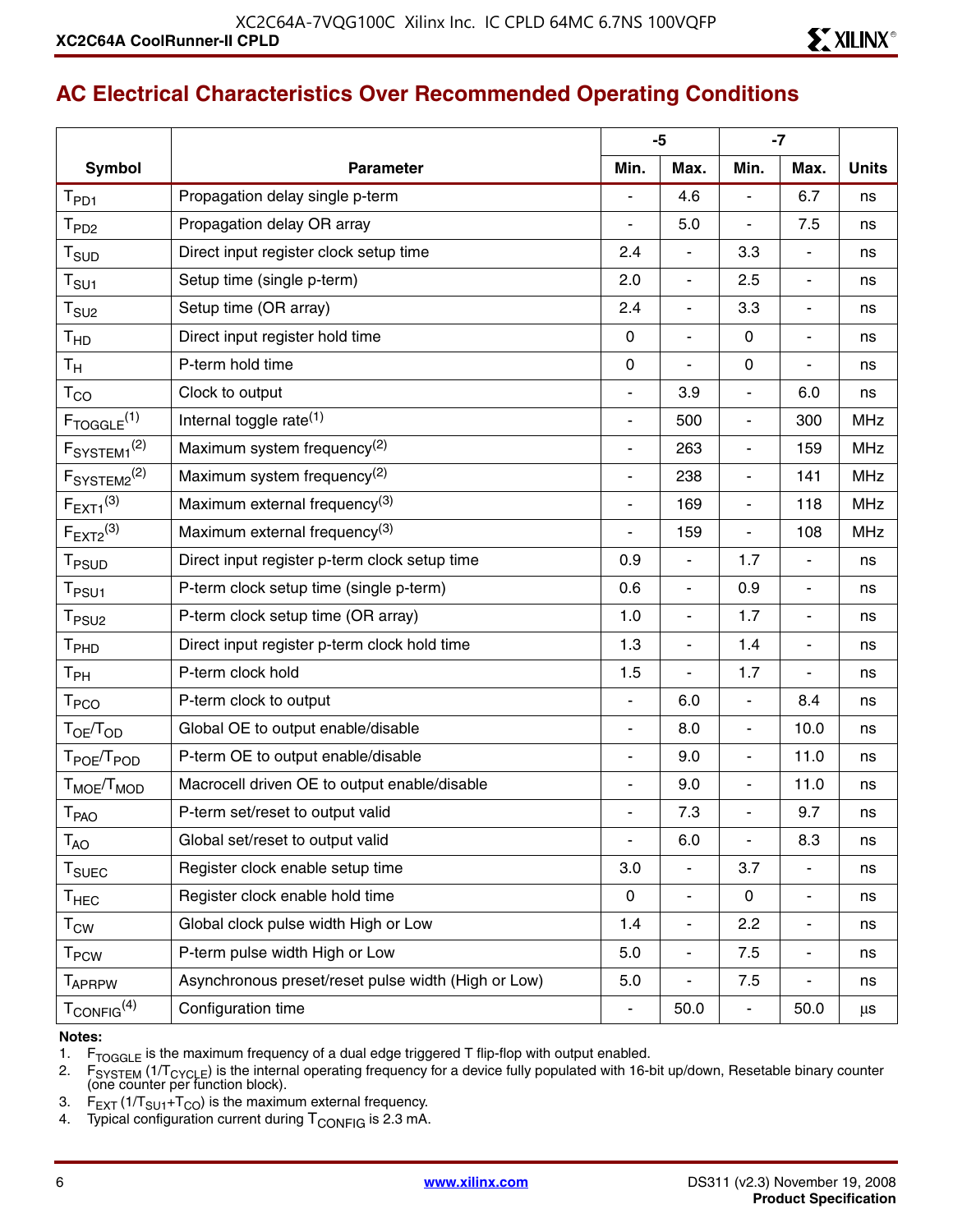## AC Electrical Characteristics Over Recommended Operating Conditions

| Symbol | Parameter | -5 | | -7 | | Units |
|---|---|---|---|---|---|---|
| | | Min. | Max. | Min. | Max. | |
| $T_{PD1}$ | Propagation delay single p-term | - | 4.6 | - | 6.7 | ns |
| $T_{PD2}$ | Propagation delay OR array | - | 5.0 | - | 7.5 | ns |
| $T_{SUD}$ | Direct input register clock setup time | 2.4 | - | 3.3 | - | ns |
| $T_{SU1}$ | Setup time (single p-term) | 2.0 | - | 2.5 | - | ns |
| $T_{SU2}$ | Setup time (OR array) | 2.4 | - | 3.3 | - | ns |
| $T_{HD}$ | Direct input register hold time | 0 | - | 0 | - | ns |
| $T_H$ | P-term hold time | 0 | - | 0 | - | ns |
| $T_{CO}$ | Clock to output | - | 3.9 | - | 6.0 | ns |
| $F_{TOGGLE}$ (1) | Internal toggle rate (1) | - | 500 | - | 300 | MHz |
| $F_{SYSTEM1}$ (2) | Maximum system frequency (2) | - | 263 | - | 159 | MHz |
| $F_{SYSTEM2}$ (2) | Maximum system frequency (2) | - | 238 | - | 141 | MHz |
| $F_{EXT1}$ (3) | Maximum external frequency (3) | - | 169 | - | 118 | MHz |
| $F_{EXT2}$ (3) | Maximum external frequency (3) | - | 159 | - | 108 | MHz |
| $T_{PSUD}$ | Direct input register p-term clock setup time | 0.9 | - | 1.7 | - | ns |
| $T_{PSU1}$ | P-term clock setup time (single p-term) | 0.6 | - | 0.9 | - | ns |
| $T_{PSU2}$ | P-term clock setup time (OR array) | 1.0 | - | 1.7 | - | ns |
| $T_{PHD}$ | Direct input register p-term clock hold time | 1.3 | - | 1.4 | - | ns |
| $T_{PH}$ | P-term clock hold | 1.5 | - | 1.7 | - | ns |
| $T_{PCO}$ | P-term clock to output | - | 6.0 | - | 8.4 | ns |
| $T_{OE}/T_{OD}$ | Global OE to output enable/disable | - | 8.0 | - | 10.0 | ns |
| $T_{POE}/T_{POD}$ | P-term OE to output enable/disable | - | 9.0 | - | 11.0 | ns |
| $T_{MOE}/T_{MOD}$ | Macrocell driven OE to output enable/disable | - | 9.0 | - | 11.0 | ns |
| $T_{PAO}$ | P-term set/reset to output valid | - | 7.3 | - | 9.7 | ns |
| $T_{AO}$ | Global set/reset to output valid | - | 6.0 | - | 8.3 | ns |
| $T_{SUEC}$ | Register clock enable setup time | 3.0 | - | 3.7 | - | ns |
| $T_{HEC}$ | Register clock enable hold time | 0 | - | 0 | - | ns |
| $T_{CW}$ | Global clock pulse width High or Low | 1.4 | - | 2.2 | - | ns |
| $T_{PCW}$ | P-term pulse width High or Low | 5.0 | - | 7.5 | - | ns |
| $T_{APRPW}$ | Asynchronous preset/reset pulse width (High or Low) | 5.0 | - | 7.5 | - | ns |
| $T_{CONFIG}$ (4) | Configuration time | - | 50.0 | - | 50.0 | μs |

**Notes:**

1. $F_{TOGGLE}$ is the maximum frequency of a dual edge triggered T flip-flop with output enabled.
2. $F_{SYSTEM}$ ($1/T_{CYCLE}$) is the internal operating frequency for a device fully populated with 16-bit up/down, Resetable binary counter (one counter per function block).
3. $F_{EXT}$ ($1/T_{SU1}+T_{CO}$) is the maximum external frequency.
4. Typical configuration current during $T_{CONFIG}$ is 2.3 mA.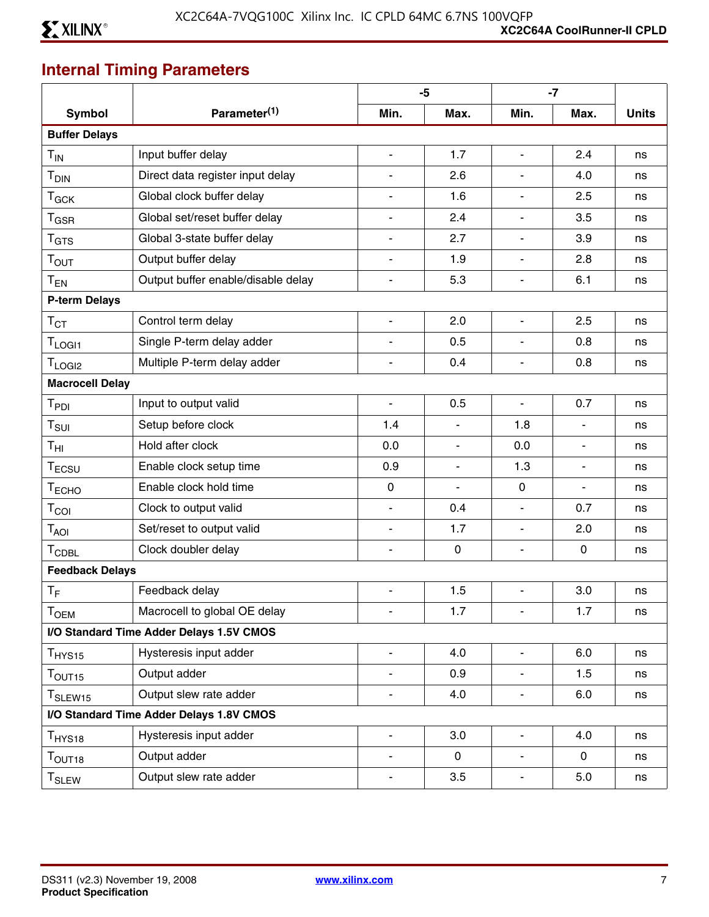## Internal Timing Parameters

| Symbol | Parameter(1) | -5 | | -7 | | Units |
|---|---|---|---|---|---|---|
| | | Min. | Max. | Min. | Max. | |
| **Buffer Delays** | | | | | | |
| $T_{IN}$ | Input buffer delay | - | 1.7 | - | 2.4 | ns |
| $T_{DIN}$ | Direct data register input delay | - | 2.6 | - | 4.0 | ns |
| $T_{GCK}$ | Global clock buffer delay | - | 1.6 | - | 2.5 | ns |
| $T_{GSR}$ | Global set/reset buffer delay | - | 2.4 | - | 3.5 | ns |
| $T_{GTS}$ | Global 3-state buffer delay | - | 2.7 | - | 3.9 | ns |
| $T_{OUT}$ | Output buffer delay | - | 1.9 | - | 2.8 | ns |
| $T_{EN}$ | Output buffer enable/disable delay | - | 5.3 | - | 6.1 | ns |
| **P-term Delays** | | | | | | |
| $T_{CT}$ | Control term delay | - | 2.0 | - | 2.5 | ns |
| $T_{LOGI1}$ | Single P-term delay adder | - | 0.5 | - | 0.8 | ns |
| $T_{LOGI2}$ | Multiple P-term delay adder | - | 0.4 | - | 0.8 | ns |
| **Macrocell Delay** | | | | | | |
| $T_{PDI}$ | Input to output valid | - | 0.5 | - | 0.7 | ns |
| $T_{SUI}$ | Setup before clock | 1.4 | - | 1.8 | - | ns |
| $T_{HI}$ | Hold after clock | 0.0 | - | 0.0 | - | ns |
| $T_{ECSU}$ | Enable clock setup time | 0.9 | - | 1.3 | - | ns |
| $T_{ECHO}$ | Enable clock hold time | 0 | - | 0 | - | ns |
| $T_{COI}$ | Clock to output valid | - | 0.4 | - | 0.7 | ns |
| $T_{AOI}$ | Set/reset to output valid | - | 1.7 | - | 2.0 | ns |
| $T_{CDBL}$ | Clock doubler delay | - | 0 | - | 0 | ns |
| **Feedback Delays** | | | | | | |
| $T_{F}$ | Feedback delay | - | 1.5 | - | 3.0 | ns |
| $T_{OEM}$ | Macrocell to global OE delay | - | 1.7 | - | 1.7 | ns |
| **I/O Standard Time Adder Delays 1.5V CMOS** | | | | | | |
| $T_{HYS15}$ | Hysteresis input adder | - | 4.0 | - | 6.0 | ns |
| $T_{OUT15}$ | Output adder | - | 0.9 | - | 1.5 | ns |
| $T_{SLEW15}$ | Output slew rate adder | - | 4.0 | - | 6.0 | ns |
| **I/O Standard Time Adder Delays 1.8V CMOS** | | | | | | |
| $T_{HYS18}$ | Hysteresis input adder | - | 3.0 | - | 4.0 | ns |
| $T_{OUT18}$ | Output adder | - | 0 | - | 0 | ns |
| $T_{SLEW}$ | Output slew rate adder | - | 3.5 | - | 5.0 | ns |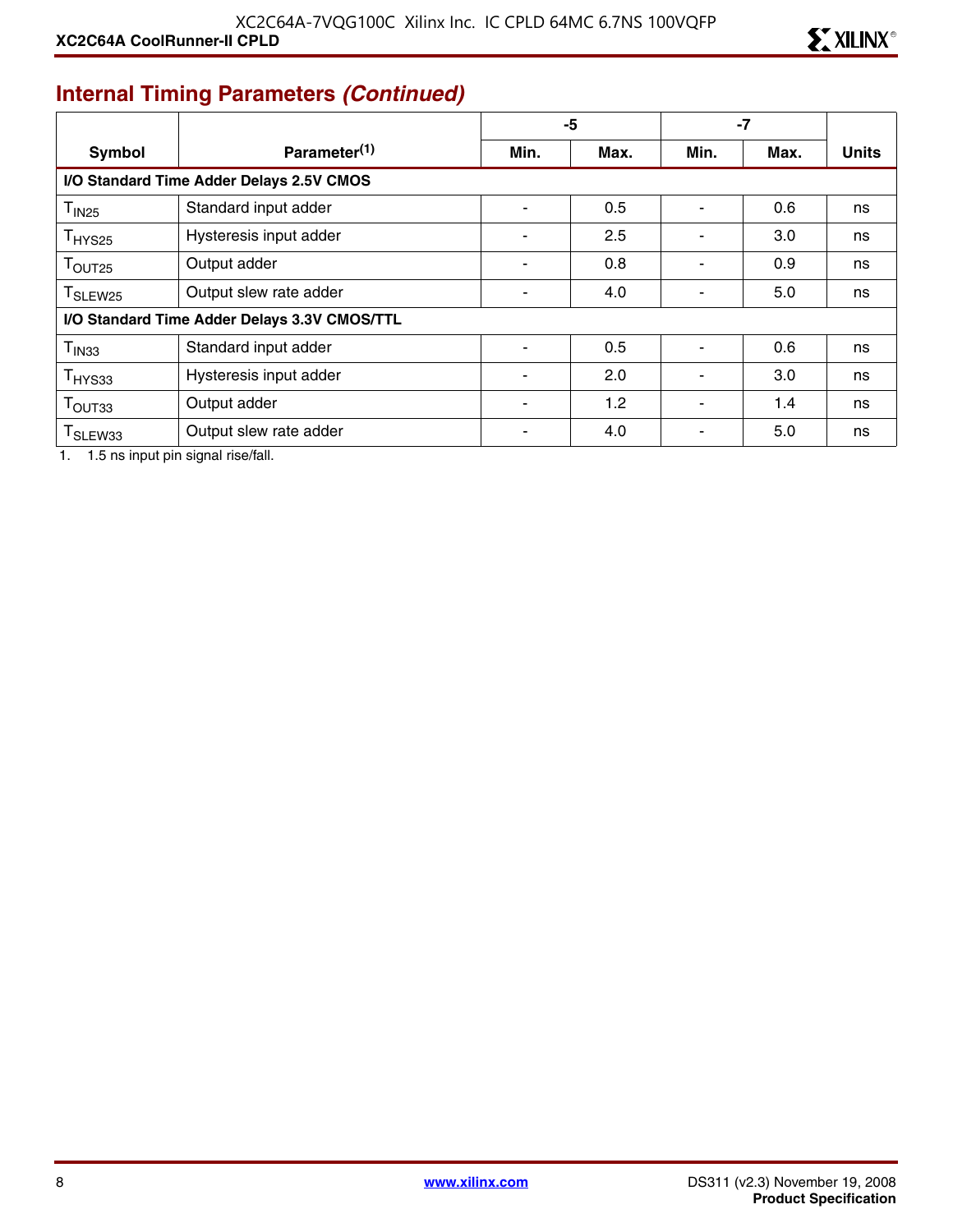## Internal Timing Parameters *(Continued)*

| Symbol | Parameter(1) | -5 | | -7 | | Units |
|---|---|---|---|---|---|---|
| | | Min. | Max. | Min. | Max. | |
| **I/O Standard Time Adder Delays 2.5V CMOS** | | | | | | |
| $T_{IN25}$ | Standard input adder | - | 0.5 | - | 0.6 | ns |
| $T_{HYS25}$ | Hysteresis input adder | - | 2.5 | - | 3.0 | ns |
| $T_{OUT25}$ | Output adder | - | 0.8 | - | 0.9 | ns |
| $T_{SLEW25}$ | Output slew rate adder | - | 4.0 | - | 5.0 | ns |
| **I/O Standard Time Adder Delays 3.3V CMOS/TTL** | | | | | | |
| $T_{IN33}$ | Standard input adder | - | 0.5 | - | 0.6 | ns |
| $T_{HYS33}$ | Hysteresis input adder | - | 2.0 | - | 3.0 | ns |
| $T_{OUT33}$ | Output adder | - | 1.2 | - | 1.4 | ns |
| $T_{SLEW33}$ | Output slew rate adder | - | 4.0 | - | 5.0 | ns |

1. 1.5 ns input pin signal rise/fall.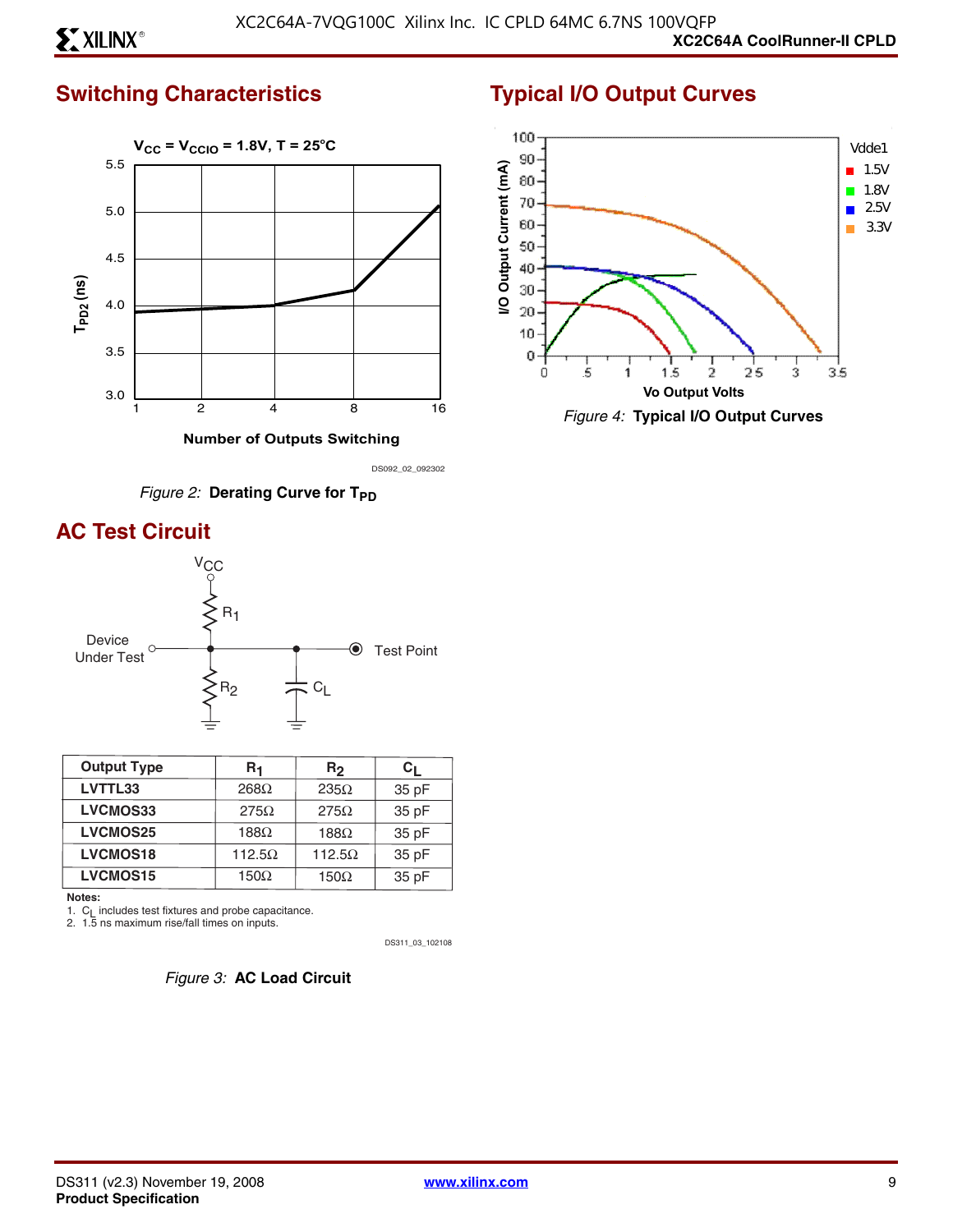## Switching Characteristics

Figure 2: **Derating Curve for $T_{PD}$**

## AC Test Circuit

Figure 3: **AC Load Circuit**

| Output Type | $R_1$ | $R_2$ | $C_L$ |
|---|---|---|---|
| **LVTTL33** | 268Ω | 235Ω | 35 pF |
| **LVCMOS33** | 275Ω | 275Ω | 35 pF |
| **LVCMOS25** | 188Ω | 188Ω | 35 pF |
| **LVCMOS18** | 112.5Ω | 112.5Ω | 35 pF |
| **LVCMOS15** | 150Ω | 150Ω | 35 pF |

**Notes:**

1. $C_L$ includes test fixtures and probe capacitance.
2. 1.5 ns maximum rise/fall times on inputs.

## Typical I/O Output Curves

Figure 4: **Typical I/O Output Curves**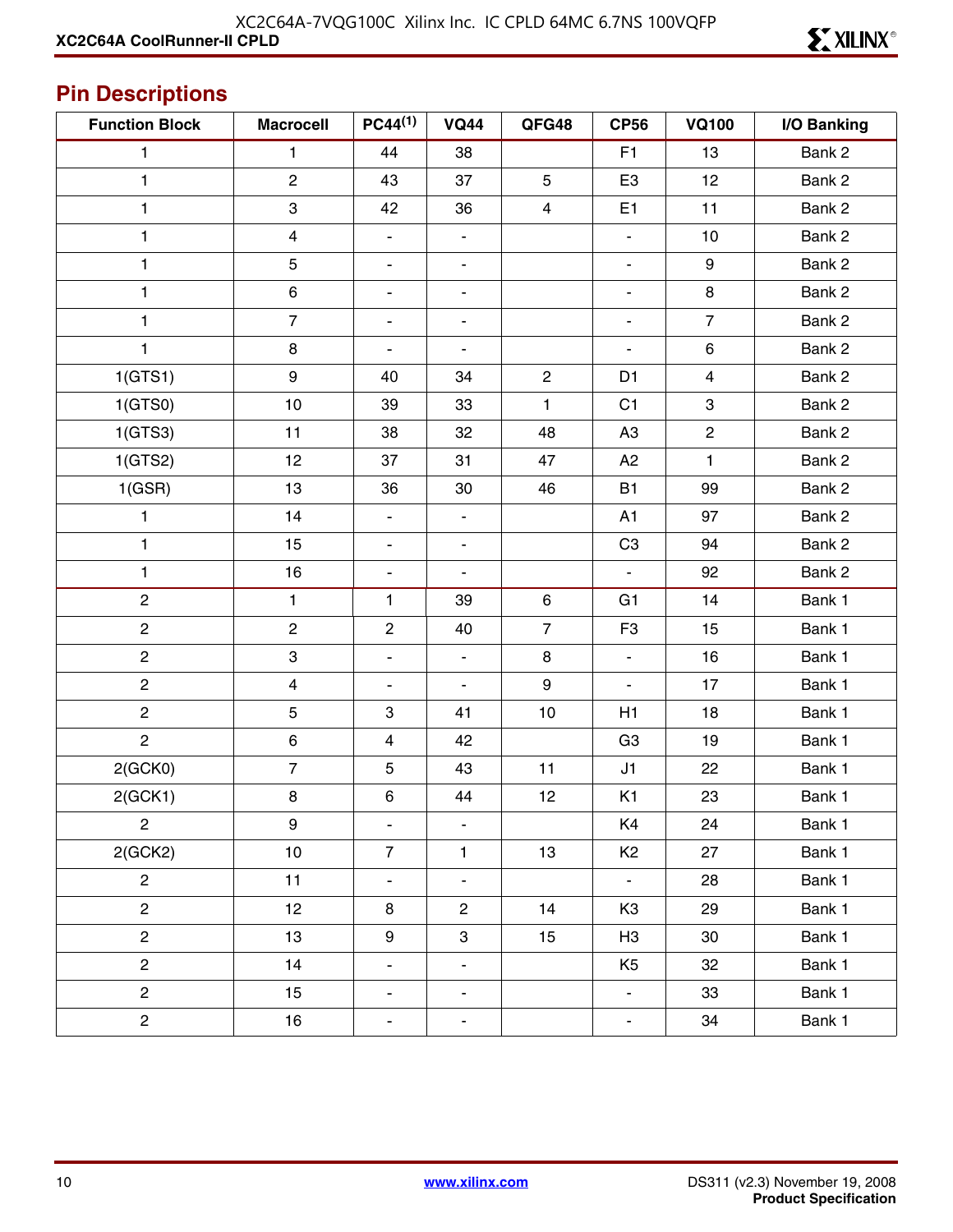## Pin Descriptions

| Function Block | Macrocell | PC44(1) | VQ44 | QFG48 | CP56 | VQ100 | I/O Banking |
|---|---|---|---|---|---|---|---|
| 1 | 1 | 44 | 38 | | F1 | 13 | Bank 2 |
| 1 | 2 | 43 | 37 | 5 | E3 | 12 | Bank 2 |
| 1 | 3 | 42 | 36 | 4 | E1 | 11 | Bank 2 |
| 1 | 4 | - | - | | - | 10 | Bank 2 |
| 1 | 5 | - | - | | - | 9 | Bank 2 |
| 1 | 6 | - | - | | - | 8 | Bank 2 |
| 1 | 7 | - | - | | - | 7 | Bank 2 |
| 1 | 8 | - | - | | - | 6 | Bank 2 |
| 1(GTS1) | 9 | 40 | 34 | 2 | D1 | 4 | Bank 2 |
| 1(GTS0) | 10 | 39 | 33 | 1 | C1 | 3 | Bank 2 |
| 1(GTS3) | 11 | 38 | 32 | 48 | A3 | 2 | Bank 2 |
| 1(GTS2) | 12 | 37 | 31 | 47 | A2 | 1 | Bank 2 |
| 1(GSR) | 13 | 36 | 30 | 46 | B1 | 99 | Bank 2 |
| 1 | 14 | - | - | | A1 | 97 | Bank 2 |
| 1 | 15 | - | - | | C3 | 94 | Bank 2 |
| 1 | 16 | - | - | | - | 92 | Bank 2 |
| 2 | 1 | 1 | 39 | 6 | G1 | 14 | Bank 1 |
| 2 | 2 | 2 | 40 | 7 | F3 | 15 | Bank 1 |
| 2 | 3 | - | - | 8 | - | 16 | Bank 1 |
| 2 | 4 | - | - | 9 | - | 17 | Bank 1 |
| 2 | 5 | 3 | 41 | 10 | H1 | 18 | Bank 1 |
| 2 | 6 | 4 | 42 | | G3 | 19 | Bank 1 |
| 2(GCK0) | 7 | 5 | 43 | 11 | J1 | 22 | Bank 1 |
| 2(GCK1) | 8 | 6 | 44 | 12 | K1 | 23 | Bank 1 |
| 2 | 9 | - | - | | K4 | 24 | Bank 1 |
| 2(GCK2) | 10 | 7 | 1 | 13 | K2 | 27 | Bank 1 |
| 2 | 11 | - | - | | - | 28 | Bank 1 |
| 2 | 12 | 8 | 2 | 14 | K3 | 29 | Bank 1 |
| 2 | 13 | 9 | 3 | 15 | H3 | 30 | Bank 1 |
| 2 | 14 | - | - | | K5 | 32 | Bank 1 |
| 2 | 15 | - | - | | - | 33 | Bank 1 |
| 2 | 16 | - | - | | - | 34 | Bank 1 |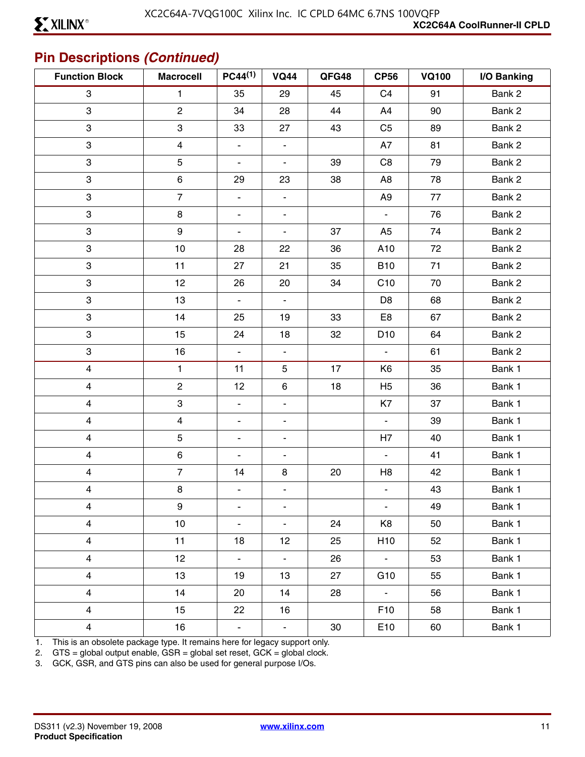## Pin Descriptions *(Continued)*

| Function Block | Macrocell | PC44[(1)] | VQ44 | QFG48 | CP56 | VQ100 | I/O Banking |
|---|---|---|---|---|---|---|---|
| 3 | 1 | 35 | 29 | 45 | C4 | 91 | Bank 2 |
| 3 | 2 | 34 | 28 | 44 | A4 | 90 | Bank 2 |
| 3 | 3 | 33 | 27 | 43 | C5 | 89 | Bank 2 |
| 3 | 4 | - | - | | A7 | 81 | Bank 2 |
| 3 | 5 | - | - | 39 | C8 | 79 | Bank 2 |
| 3 | 6 | 29 | 23 | 38 | A8 | 78 | Bank 2 |
| 3 | 7 | - | - | | A9 | 77 | Bank 2 |
| 3 | 8 | - | - | | - | 76 | Bank 2 |
| 3 | 9 | - | - | 37 | A5 | 74 | Bank 2 |
| 3 | 10 | 28 | 22 | 36 | A10 | 72 | Bank 2 |
| 3 | 11 | 27 | 21 | 35 | B10 | 71 | Bank 2 |
| 3 | 12 | 26 | 20 | 34 | C10 | 70 | Bank 2 |
| 3 | 13 | - | - | | D8 | 68 | Bank 2 |
| 3 | 14 | 25 | 19 | 33 | E8 | 67 | Bank 2 |
| 3 | 15 | 24 | 18 | 32 | D10 | 64 | Bank 2 |
| 3 | 16 | - | - | | - | 61 | Bank 2 |
| 4 | 1 | 11 | 5 | 17 | K6 | 35 | Bank 1 |
| 4 | 2 | 12 | 6 | 18 | H5 | 36 | Bank 1 |
| 4 | 3 | - | - | | K7 | 37 | Bank 1 |
| 4 | 4 | - | - | | - | 39 | Bank 1 |
| 4 | 5 | - | - | | H7 | 40 | Bank 1 |
| 4 | 6 | - | - | | - | 41 | Bank 1 |
| 4 | 7 | 14 | 8 | 20 | H8 | 42 | Bank 1 |
| 4 | 8 | - | - | | - | 43 | Bank 1 |
| 4 | 9 | - | - | | - | 49 | Bank 1 |
| 4 | 10 | - | - | 24 | K8 | 50 | Bank 1 |
| 4 | 11 | 18 | 12 | 25 | H10 | 52 | Bank 1 |
| 4 | 12 | - | - | 26 | - | 53 | Bank 1 |
| 4 | 13 | 19 | 13 | 27 | G10 | 55 | Bank 1 |
| 4 | 14 | 20 | 14 | 28 | - | 56 | Bank 1 |
| 4 | 15 | 22 | 16 | | F10 | 58 | Bank 1 |
| 4 | 16 | - | - | 30 | E10 | 60 | Bank 1 |

1. This is an obsolete package type. It remains here for legacy support only.
2. GTS = global output enable, GSR = global set reset, GCK = global clock.
3. GCK, GSR, and GTS pins can also be used for general purpose I/Os.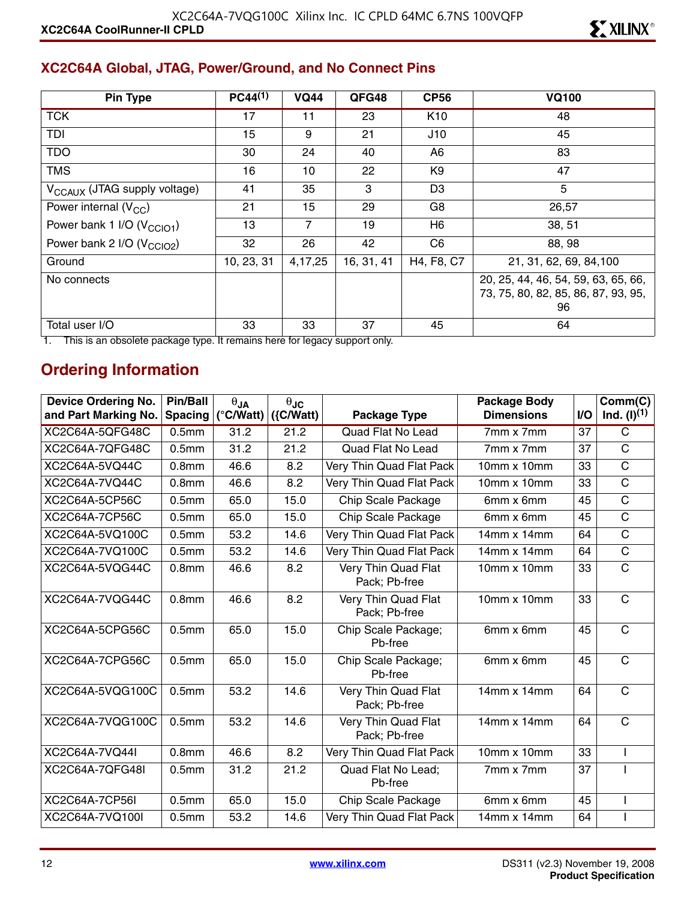## XC2C64A Global, JTAG, Power/Ground, and No Connect Pins

| Pin Type | PC44[1] | VQ44 | QFG48 | CP56 | VQ100 |
|---|---|---|---|---|---|
| TCK | 17 | 11 | 23 | K10 | 48 |
| TDI | 15 | 9 | 21 | J10 | 45 |
| TDO | 30 | 24 | 40 | A6 | 83 |
| TMS | 16 | 10 | 22 | K9 | 47 |
| $V_{CCAUX}$ (JTAG supply voltage) | 41 | 35 | 3 | D3 | 5 |
| Power internal ($V_{CC}$) | 21 | 15 | 29 | G8 | 26,57 |
| Power bank 1 I/O ($V_{CCIO1}$) | 13 | 7 | 19 | H6 | 38, 51 |
| Power bank 2 I/O ($V_{CCIO2}$) | 32 | 26 | 42 | C6 | 88, 98 |
| Ground | 10, 23, 31 | 4,17,25 | 16, 31, 41 | H4, F8, C7 | 21, 31, 62, 69, 84,100 |
| No connects | | | | | 20, 25, 44, 46, 54, 59, 63, 65, 66, 73, 75, 80, 82, 85, 86, 87, 93, 95, 96 |
| Total user I/O | 33 | 33 | 37 | 45 | 64 |

1. This is an obsolete package type. It remains here for legacy support only.

## Ordering Information

| Device Ordering No. and Part Marking No. | Pin/Ball Spacing | $\theta_{JA}$ (°C/Watt) | $\theta_{JC}$ ({C/Watt) | Package Type | Package Body Dimensions | I/O | Comm(C) Ind. (I)[1] |
|---|---|---|---|---|---|---|---|
| XC2C64A-5QFG48C | 0.5mm | 31.2 | 21.2 | Quad Flat No Lead | 7mm x 7mm | 37 | C |
| XC2C64A-7QFG48C | 0.5mm | 31.2 | 21.2 | Quad Flat No Lead | 7mm x 7mm | 37 | C |
| XC2C64A-5VQ44C | 0.8mm | 46.6 | 8.2 | Very Thin Quad Flat Pack | 10mm x 10mm | 33 | C |
| XC2C64A-7VQ44C | 0.8mm | 46.6 | 8.2 | Very Thin Quad Flat Pack | 10mm x 10mm | 33 | C |
| XC2C64A-5CP56C | 0.5mm | 65.0 | 15.0 | Chip Scale Package | 6mm x 6mm | 45 | C |
| XC2C64A-7CP56C | 0.5mm | 65.0 | 15.0 | Chip Scale Package | 6mm x 6mm | 45 | C |
| XC2C64A-5VQ100C | 0.5mm | 53.2 | 14.6 | Very Thin Quad Flat Pack | 14mm x 14mm | 64 | C |
| XC2C64A-7VQ100C | 0.5mm | 53.2 | 14.6 | Very Thin Quad Flat Pack | 14mm x 14mm | 64 | C |
| XC2C64A-5VQG44C | 0.8mm | 46.6 | 8.2 | Very Thin Quad Flat Pack; Pb-free | 10mm x 10mm | 33 | C |
| XC2C64A-7VQG44C | 0.8mm | 46.6 | 8.2 | Very Thin Quad Flat Pack; Pb-free | 10mm x 10mm | 33 | C |
| XC2C64A-5CPG56C | 0.5mm | 65.0 | 15.0 | Chip Scale Package; Pb-free | 6mm x 6mm | 45 | C |
| XC2C64A-7CPG56C | 0.5mm | 65.0 | 15.0 | Chip Scale Package; Pb-free | 6mm x 6mm | 45 | C |
| XC2C64A-5VQG100C | 0.5mm | 53.2 | 14.6 | Very Thin Quad Flat Pack; Pb-free | 14mm x 14mm | 64 | C |
| XC2C64A-7VQG100C | 0.5mm | 53.2 | 14.6 | Very Thin Quad Flat Pack; Pb-free | 14mm x 14mm | 64 | C |
| XC2C64A-7VQ44I | 0.8mm | 46.6 | 8.2 | Very Thin Quad Flat Pack | 10mm x 10mm | 33 | I |
| XC2C64A-7QFG48I | 0.5mm | 31.2 | 21.2 | Quad Flat No Lead; Pb-free | 7mm x 7mm | 37 | I |
| XC2C64A-7CP56I | 0.5mm | 65.0 | 15.0 | Chip Scale Package | 6mm x 6mm | 45 | I |
| XC2C64A-7VQ100I | 0.5mm | 53.2 | 14.6 | Very Thin Quad Flat Pack | 14mm x 14mm | 64 | I |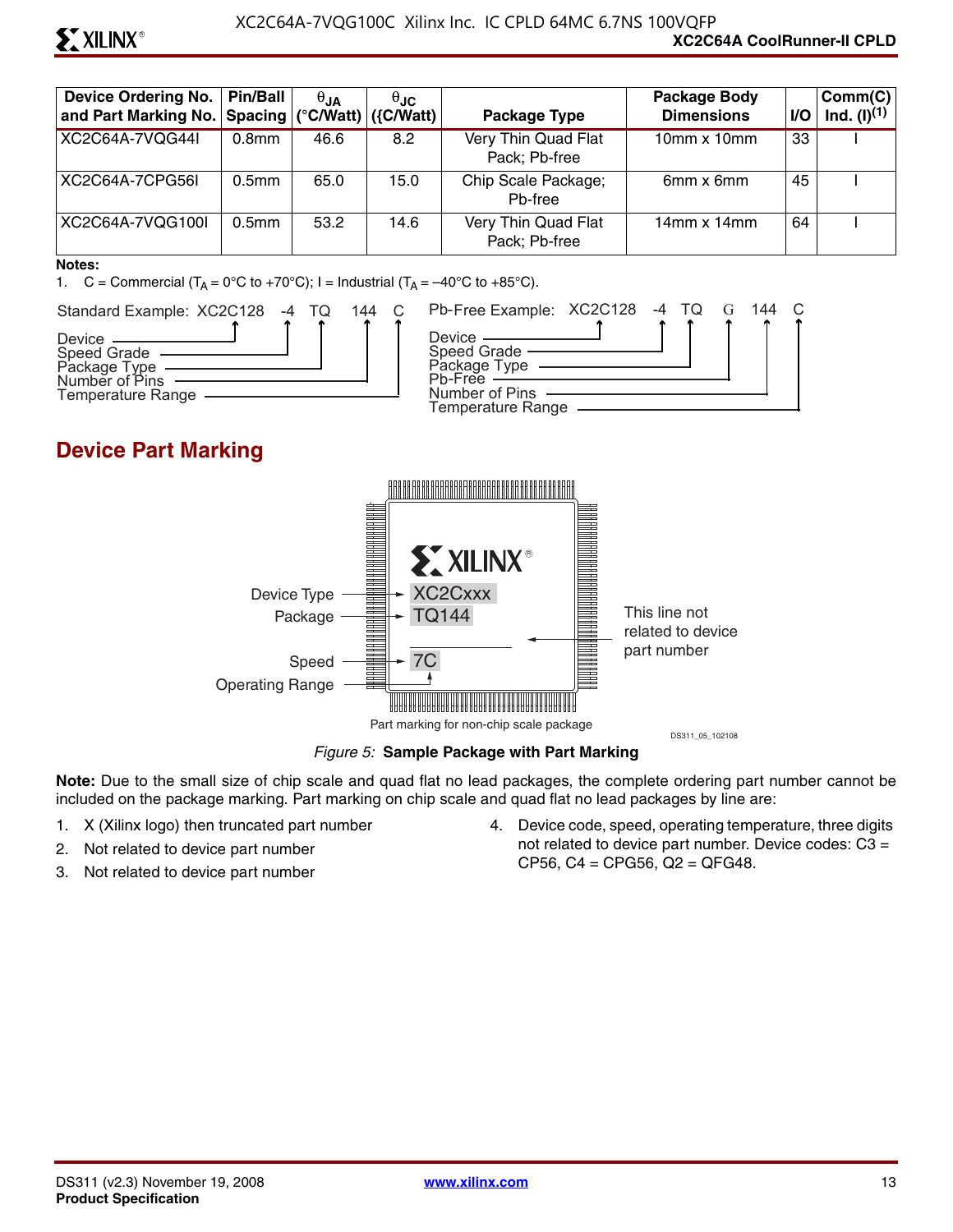| Device Ordering No. and Part Marking No. | Pin/Ball Spacing | $\theta_{JA}$ (°C/Watt) | $\theta_{JC}$ ({C/Watt) | Package Type | Package Body Dimensions | I/O | Comm(C) Ind. (I)[1] |
|---|---|---|---|---|---|---|---|
| XC2C64A-7VQG44I | 0.8mm | 46.6 | 8.2 | Very Thin Quad Flat Pack; Pb-free | 10mm x 10mm | 33 | I |
| XC2C64A-7CPG56I | 0.5mm | 65.0 | 15.0 | Chip Scale Package; Pb-free | 6mm x 6mm | 45 | I |
| XC2C64A-7VQG100I | 0.5mm | 53.2 | 14.6 | Very Thin Quad Flat Pack; Pb-free | 14mm x 14mm | 64 | I |

**Notes:**

1. C = Commercial ($T_A$ = 0°C to +70°C); I = Industrial ($T_A$ = –40°C to +85°C).

Standard Example: XC2C128 -4 TQ 144 C

- Device
- Speed Grade
- Package Type
- Number of Pins
- Temperature Range

Pb-Free Example: XC2C128 -4 TQ G 144 C

- Device
- Speed Grade
- Package Type
- Pb-Free
- Number of Pins
- Temperature Range

## Device Part Marking

Device Type — XC2Cxxx

Package — TQ144

Speed — 7C

Operating Range

This line not related to device part number

Part marking for non-chip scale package

DS311_05_102108

*Figure 5:* **Sample Package with Part Marking**

**Note:** Due to the small size of chip scale and quad flat no lead packages, the complete ordering part number cannot be included on the package marking. Part marking on chip scale and quad flat no lead packages by line are:

1. X (Xilinx logo) then truncated part number
2. Not related to device part number
3. Not related to device part number
4. Device code, speed, operating temperature, three digits not related to device part number. Device codes: C3 = CP56, C4 = CPG56, Q2 = QFG48.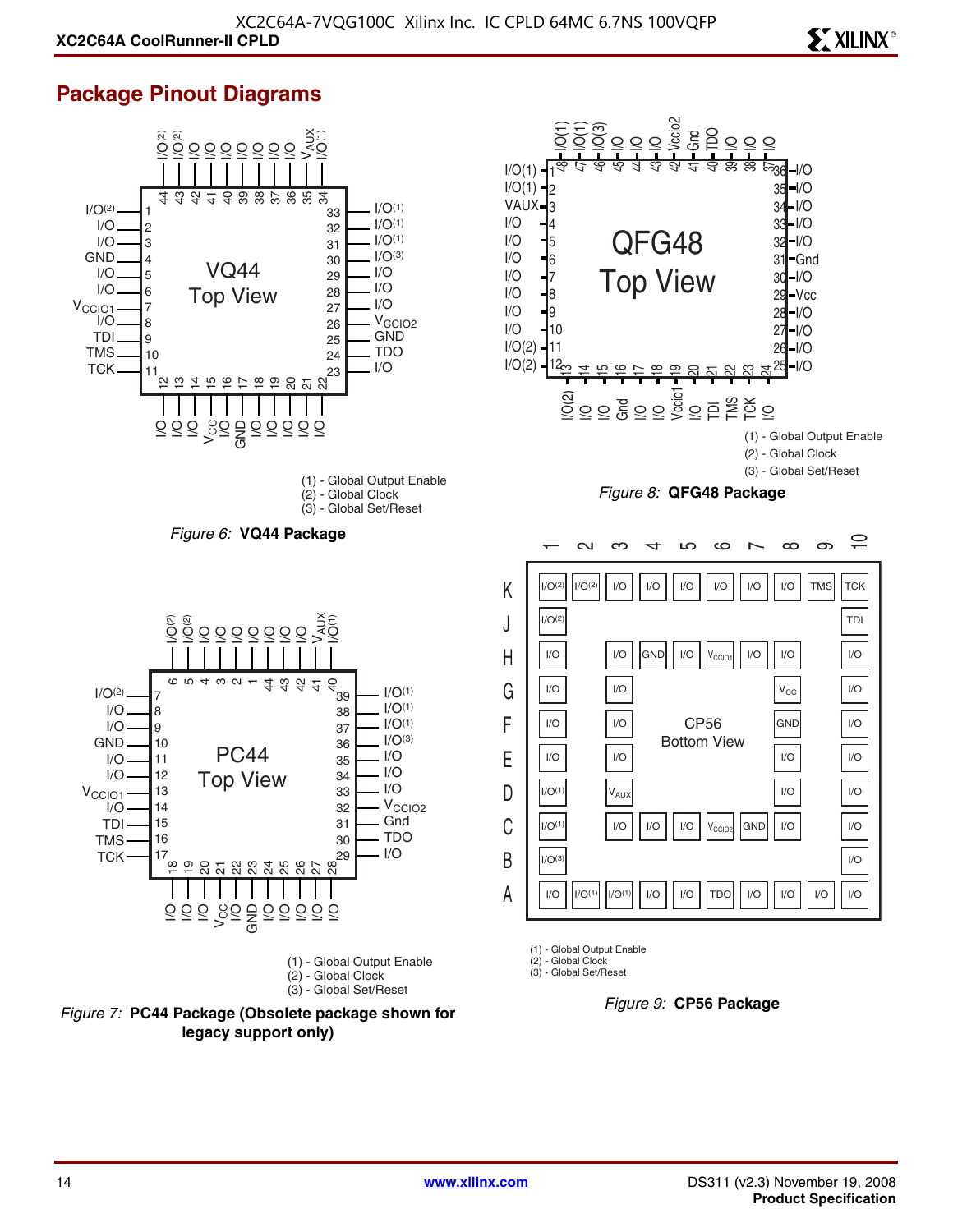## Package Pinout Diagrams

**VQ44 Top View**

| Pin | Function |
| --- | --- |
| 1 | I/O(2) |
| 2 | I/O |
| 3 | I/O |
| 4 | GND |
| 5 | I/O |
| 6 | I/O |
| 7 | VCCIO1 |
| 8 | I/O |
| 9 | TDI |
| 10 | TMS |
| 11 | TCK |
| 12 | I/O |
| 13 | I/O |
| 14 | I/O |
| 15 | VCC |
| 16 | I/O |
| 17 | GND |
| 18 | I/O |
| 19 | I/O |
| 20 | I/O |
| 21 | I/O |
| 22 | I/O |
| 23 | I/O |
| 24 | TDO |
| 25 | GND |
| 26 | VCCIO2 |
| 27 | I/O |
| 28 | I/O |
| 29 | I/O |
| 30 | I/O(3) |
| 31 | I/O(1) |
| 32 | I/O(1) |
| 33 | I/O(1) |
| 34 | I/O(1) |
| 35 | VAUX |
| 36 | I/O |
| 37 | I/O |
| 38 | I/O |
| 39 | I/O |
| 40 | I/O |
| 41 | I/O |
| 42 | I/O |
| 43 | I/O(2) |
| 44 | I/O(2) |

(1) - Global Output Enable
(2) - Global Clock
(3) - Global Set/Reset

*Figure 6:* **VQ44 Package**

**QFG48 Top View**

| Pin | Function |
| --- | --- |
| 1 | I/O(1) |
| 2 | I/O(1) |
| 3 | VAUX |
| 4 | I/O |
| 5 | I/O |
| 6 | I/O |
| 7 | I/O |
| 8 | I/O |
| 9 | I/O |
| 10 | I/O |
| 11 | I/O(2) |
| 12 | I/O(2) |
| 13 | I/O(2) |
| 14 | I/O |
| 15 | I/O |
| 16 | Gnd |
| 17 | I/O |
| 18 | I/O |
| 19 | Vccio1 |
| 20 | I/O |
| 21 | TDI |
| 22 | TMS |
| 23 | TCK |
| 24 | I/O |
| 25 | I/O |
| 26 | I/O |
| 27 | I/O |
| 28 | I/O |
| 29 | Vcc |
| 30 | I/O |
| 31 | Gnd |
| 32 | I/O |
| 33 | I/O |
| 34 | I/O |
| 35 | I/O |
| 36 | I/O |
| 37 | I/O |
| 38 | I/O |
| 39 | I/O |
| 40 | TDO |
| 41 | Gnd |
| 42 | Vccio2 |
| 43 | I/O |
| 44 | I/O |
| 45 | I/O |
| 46 | I/O(3) |
| 47 | I/O(1) |
| 48 | I/O(1) |

(1) - Global Output Enable
(2) - Global Clock
(3) - Global Set/Reset

*Figure 8:* **QFG48 Package**

**PC44 Top View**

| Pin | Function |
| --- | --- |
| 1 | I/O |
| 2 | I/O |
| 3 | I/O |
| 4 | I/O |
| 5 | I/O(2) |
| 6 | I/O(2) |
| 7 | I/O(2) |
| 8 | I/O |
| 9 | I/O |
| 10 | GND |
| 11 | I/O |
| 12 | I/O |
| 13 | VCCIO1 |
| 14 | I/O |
| 15 | TDI |
| 16 | TMS |
| 17 | TCK |
| 18 | I/O |
| 19 | I/O |
| 20 | I/O |
| 21 | VCC |
| 22 | I/O |
| 23 | GND |
| 24 | I/O |
| 25 | I/O |
| 26 | I/O |
| 27 | I/O |
| 28 | I/O |
| 29 | I/O |
| 30 | TDO |
| 31 | Gnd |
| 32 | VCCIO2 |
| 33 | I/O |
| 34 | I/O |
| 35 | I/O |
| 36 | I/O(3) |
| 37 | I/O(1) |
| 38 | I/O(1) |
| 39 | I/O(1) |
| 40 | I/O(1) |
| 41 | VAUX |
| 42 | I/O |
| 43 | I/O |
| 44 | I/O |

(1) - Global Output Enable
(2) - Global Clock
(3) - Global Set/Reset

*Figure 7:* **PC44 Package (Obsolete package shown for legacy support only)**

**CP56 Bottom View**

| | 1 | 2 | 3 | 4 | 5 | 6 | 7 | 8 | 9 | 10 |
| --- | --- | --- | --- | --- | --- | --- | --- | --- | --- | --- |
| K | I/O(2) | I/O(2) | I/O | I/O | I/O | I/O | I/O | I/O | TMS | TCK |
| J | I/O(2) | | | | | | | | | TDI |
| H | I/O | | I/O | GND | I/O | VCCIO1 | I/O | I/O | | I/O |
| G | I/O | | I/O | | | | | VCC | | I/O |
| F | I/O | | I/O | | | | | GND | | I/O |
| E | I/O | | I/O | | | | | I/O | | I/O |
| D | I/O(1) | | VAUX | | | | | I/O | | I/O |
| C | I/O(1) | | I/O | I/O | I/O | VCCIO2 | GND | I/O | | I/O |
| B | I/O(3) | | | | | | | | | I/O |
| A | I/O | I/O(1) | I/O(1) | I/O | I/O | TDO | I/O | I/O | I/O | I/O |

(1) - Global Output Enable
(2) - Global Clock
(3) - Global Set/Reset

*Figure 9:* **CP56 Package**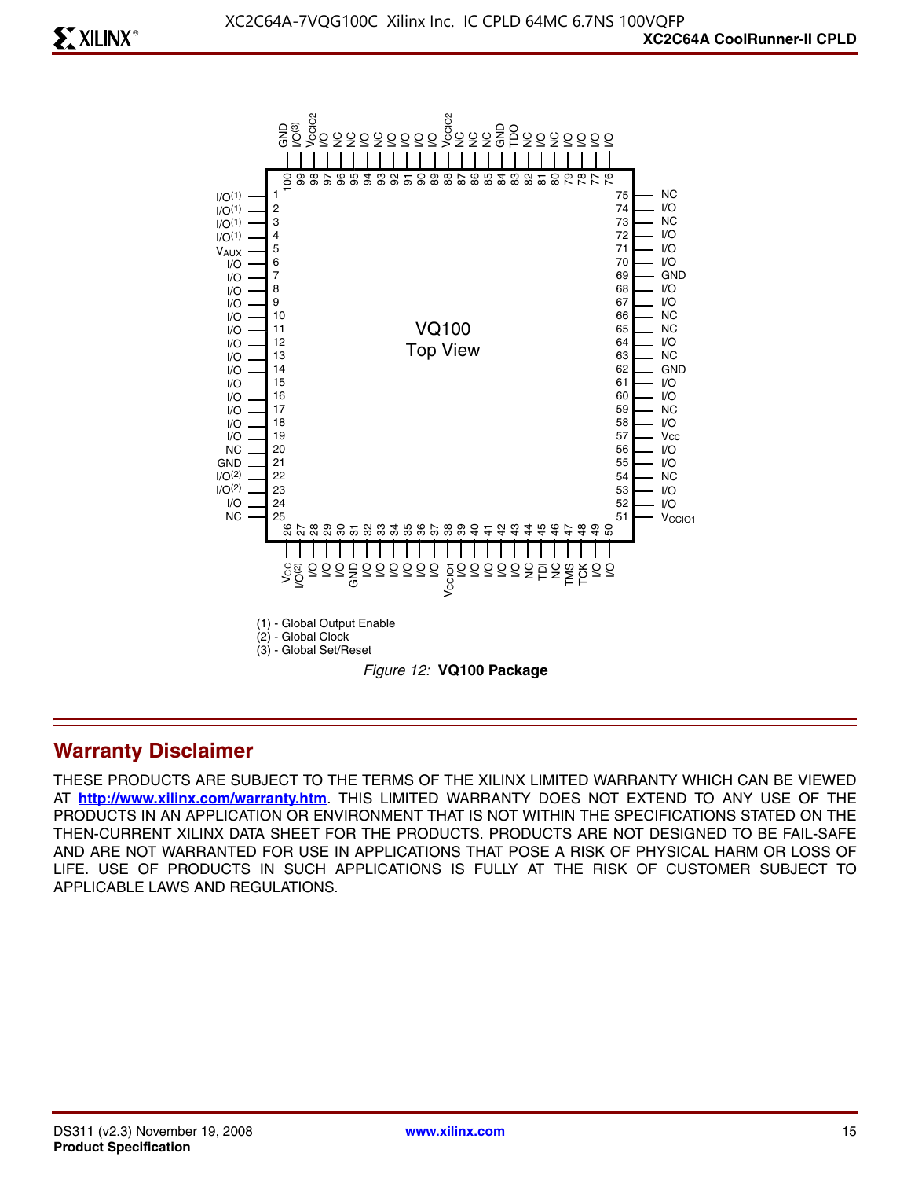| Pin | Function | Pin | Function | Pin | Function | Pin | Function |
|---|---|---|---|---|---|---|---|
| 1 | I/O(1) | 26 | $V_{CC}$ | 51 | $V_{CCIO1}$ | 76 | I/O |
| 2 | I/O(1) | 27 | I/O(2) | 52 | I/O | 77 | I/O |
| 3 | I/O(1) | 28 | I/O | 53 | I/O | 78 | I/O |
| 4 | I/O(1) | 29 | I/O | 54 | NC | 79 | I/O |
| 5 | $V_{AUX}$ | 30 | I/O | 55 | I/O | 80 | NC |
| 6 | I/O | 31 | GND | 56 | I/O | 81 | I/O |
| 7 | I/O | 32 | I/O | 57 | Vcc | 82 | NC |
| 8 | I/O | 33 | I/O | 58 | I/O | 83 | TDO |
| 9 | I/O | 34 | I/O | 59 | NC | 84 | GND |
| 10 | I/O | 35 | I/O | 60 | I/O | 85 | NC |
| 11 | I/O | 36 | I/O | 61 | I/O | 86 | NC |
| 12 | I/O | 37 | I/O | 62 | GND | 87 | NC |
| 13 | I/O | 38 | $V_{CCIO1}$ | 63 | NC | 88 | $V_{CCIO2}$ |
| 14 | I/O | 39 | I/O | 64 | I/O | 89 | I/O |
| 15 | I/O | 40 | I/O | 65 | NC | 90 | I/O |
| 16 | I/O | 41 | I/O | 66 | NC | 91 | I/O |
| 17 | I/O | 42 | I/O | 67 | I/O | 92 | I/O |
| 18 | I/O | 43 | I/O | 68 | I/O | 93 | NC |
| 19 | I/O | 44 | NC | 69 | GND | 94 | I/O |
| 20 | NC | 45 | TDI | 70 | I/O | 95 | NC |
| 21 | GND | 46 | NC | 71 | I/O | 96 | NC |
| 22 | I/O(2) | 47 | TMS | 72 | I/O | 97 | I/O |
| 23 | I/O(2) | 48 | TCK | 73 | NC | 98 | $V_{CCIO2}$ |
| 24 | I/O | 49 | I/O | 74 | I/O | 99 | I/O(3) |
| 25 | NC | 50 | I/O | 75 | NC | 100 | GND |

VQ100 Top View

(1) - Global Output Enable
(2) - Global Clock
(3) - Global Set/Reset

*Figure 12:* **VQ100 Package**

## Warranty Disclaimer

THESE PRODUCTS ARE SUBJECT TO THE TERMS OF THE XILINX LIMITED WARRANTY WHICH CAN BE VIEWED AT **http://www.xilinx.com/warranty.htm**. THIS LIMITED WARRANTY DOES NOT EXTEND TO ANY USE OF THE PRODUCTS IN AN APPLICATION OR ENVIRONMENT THAT IS NOT WITHIN THE SPECIFICATIONS STATED ON THE THEN-CURRENT XILINX DATA SHEET FOR THE PRODUCTS. PRODUCTS ARE NOT DESIGNED TO BE FAIL-SAFE AND ARE NOT WARRANTED FOR USE IN APPLICATIONS THAT POSE A RISK OF PHYSICAL HARM OR LOSS OF LIFE. USE OF PRODUCTS IN SUCH APPLICATIONS IS FULLY AT THE RISK OF CUSTOMER SUBJECT TO APPLICABLE LAWS AND REGULATIONS.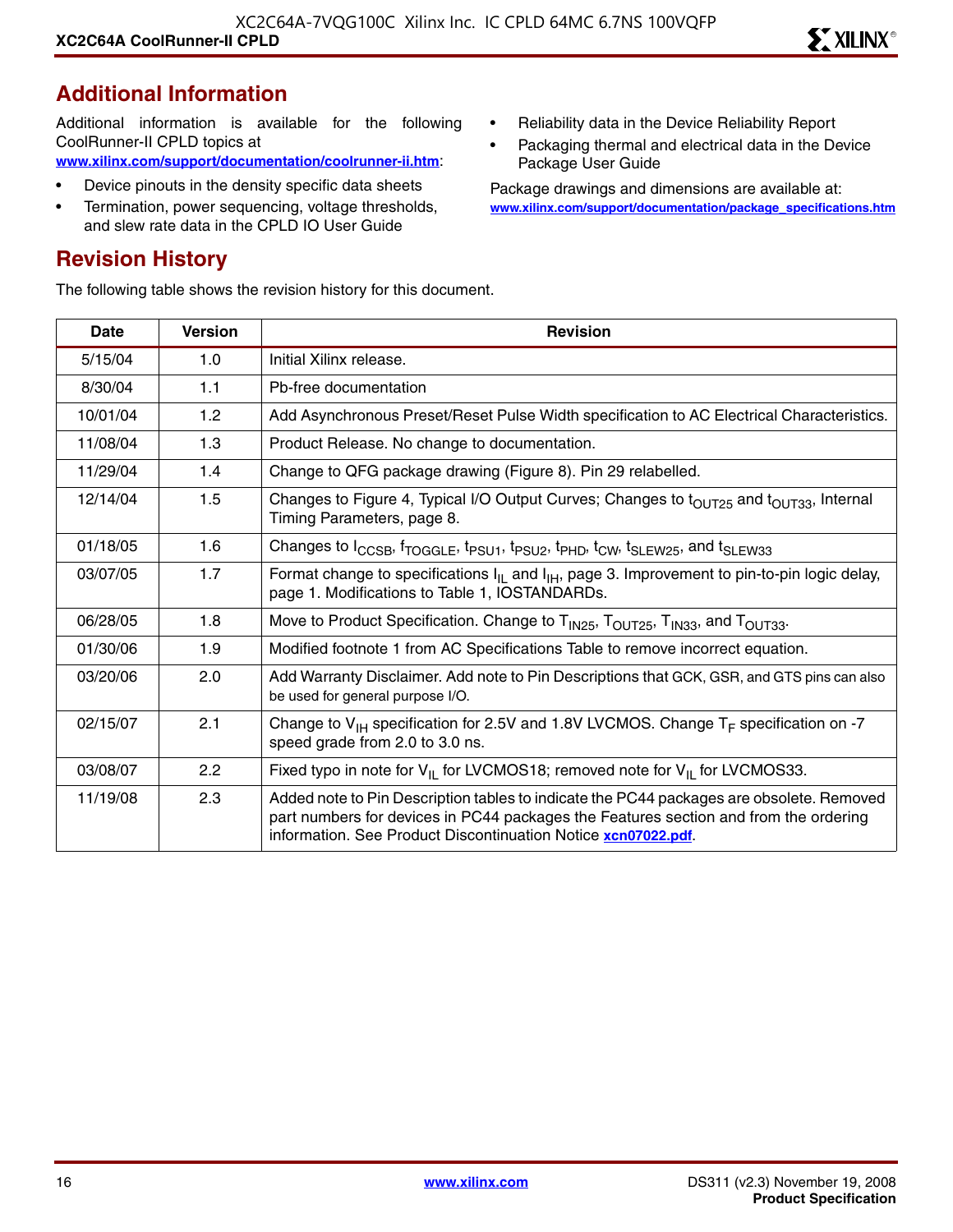## Additional Information

Additional information is available for the following CoolRunner-II CPLD topics at **www.xilinx.com/support/documentation/coolrunner-ii.htm**:

- Device pinouts in the density specific data sheets
- Termination, power sequencing, voltage thresholds, and slew rate data in the CPLD IO User Guide
- Reliability data in the Device Reliability Report
- Packaging thermal and electrical data in the Device Package User Guide

Package drawings and dimensions are available at: **www.xilinx.com/support/documentation/package_specifications.htm**

## Revision History

The following table shows the revision history for this document.

| Date | Version | Revision |
|---|---|---|
| 5/15/04 | 1.0 | Initial Xilinx release. |
| 8/30/04 | 1.1 | Pb-free documentation |
| 10/01/04 | 1.2 | Add Asynchronous Preset/Reset Pulse Width specification to AC Electrical Characteristics. |
| 11/08/04 | 1.3 | Product Release. No change to documentation. |
| 11/29/04 | 1.4 | Change to QFG package drawing (Figure 8). Pin 29 relabelled. |
| 12/14/04 | 1.5 | Changes to Figure 4, Typical I/O Output Curves; Changes to $t_{OUT25}$ and $t_{OUT33}$, Internal Timing Parameters, page 8. |
| 01/18/05 | 1.6 | Changes to $I_{CCSB}$, $f_{TOGGLE}$, $t_{PSU1}$, $t_{PSU2}$, $t_{PHD}$, $t_{CW}$, $t_{SLEW25}$, and $t_{SLEW33}$ |
| 03/07/05 | 1.7 | Format change to specifications $I_{IL}$ and $I_{IH}$, page 3. Improvement to pin-to-pin logic delay, page 1. Modifications to Table 1, IOSTANDARDs. |
| 06/28/05 | 1.8 | Move to Product Specification. Change to $T_{IN25}$, $T_{OUT25}$, $T_{IN33}$, and $T_{OUT33}$. |
| 01/30/06 | 1.9 | Modified footnote 1 from AC Specifications Table to remove incorrect equation. |
| 03/20/06 | 2.0 | Add Warranty Disclaimer. Add note to Pin Descriptions that GCK, GSR, and GTS pins can also be used for general purpose I/O. |
| 02/15/07 | 2.1 | Change to $V_{IH}$ specification for 2.5V and 1.8V LVCMOS. Change $T_F$ specification on -7 speed grade from 2.0 to 3.0 ns. |
| 03/08/07 | 2.2 | Fixed typo in note for $V_{IL}$ for LVCMOS18; removed note for $V_{IL}$ for LVCMOS33. |
| 11/19/08 | 2.3 | Added note to Pin Description tables to indicate the PC44 packages are obsolete. Removed part numbers for devices in PC44 packages the Features section and from the ordering information. See Product Discontinuation Notice **xcn07022.pdf**. |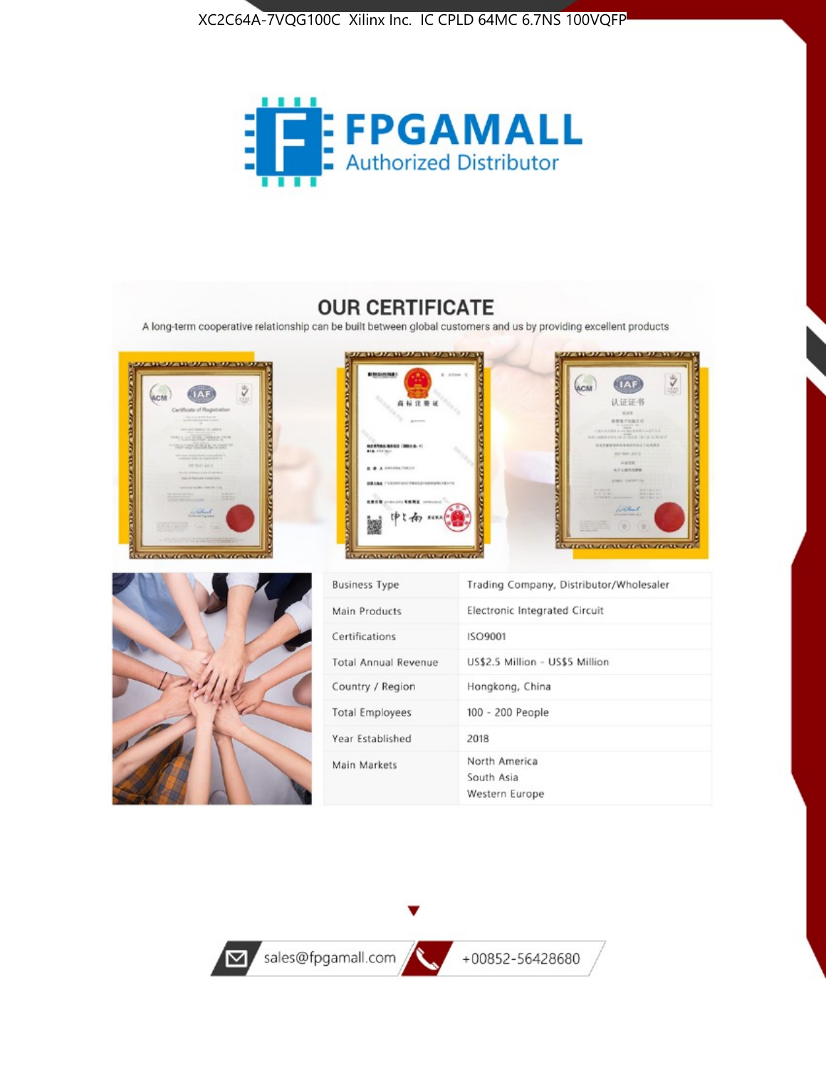# FPGAMALL

Authorized Distributor

## OUR CERTIFICATE

A long-term cooperative relationship can be built between global customers and us by providing excellent products

| | |
|---|---|
| Business Type | Trading Company, Distributor/Wholesaler |
| Main Products | Electronic Integrated Circuit |
| Certifications | ISO9001 |
| Total Annual Revenue | US$2.5 Million - US$5 Million |
| Country / Region | Hongkong, China |
| Total Employees | 100 - 200 People |
| Year Established | 2018 |
| Main Markets | North America<br>South Asia<br>Western Europe |

sales@fpgamall.com

+00852-56428680